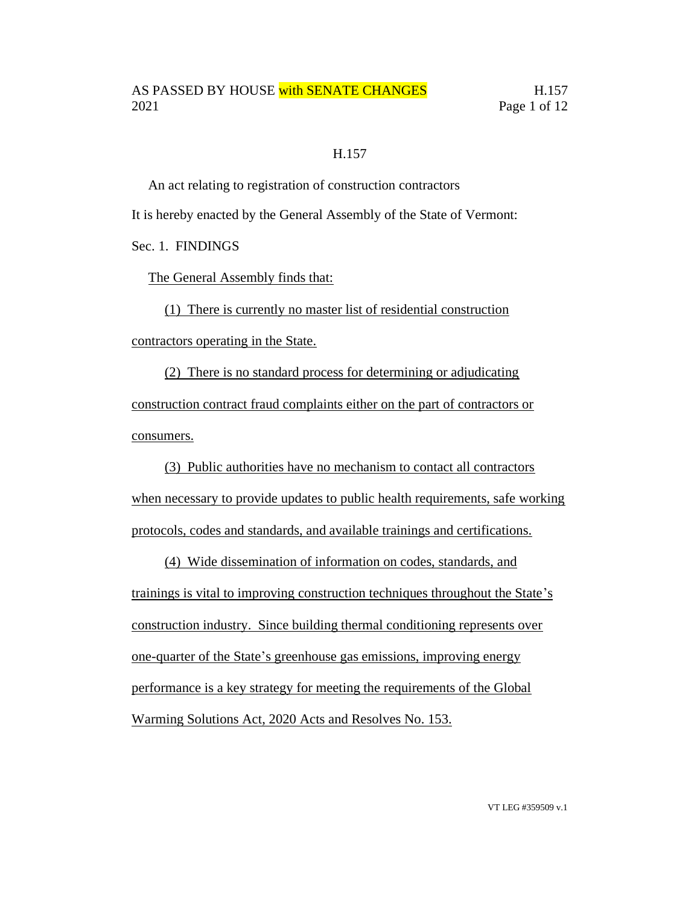# H.157

An act relating to registration of construction contractors

It is hereby enacted by the General Assembly of the State of Vermont:

Sec. 1. FINDINGS

The General Assembly finds that:

(1) There is currently no master list of residential construction contractors operating in the State.

(2) There is no standard process for determining or adjudicating construction contract fraud complaints either on the part of contractors or consumers.

(3) Public authorities have no mechanism to contact all contractors when necessary to provide updates to public health requirements, safe working protocols, codes and standards, and available trainings and certifications.

(4) Wide dissemination of information on codes, standards, and trainings is vital to improving construction techniques throughout the State's construction industry. Since building thermal conditioning represents over one-quarter of the State's greenhouse gas emissions, improving energy performance is a key strategy for meeting the requirements of the Global Warming Solutions Act, 2020 Acts and Resolves No. 153.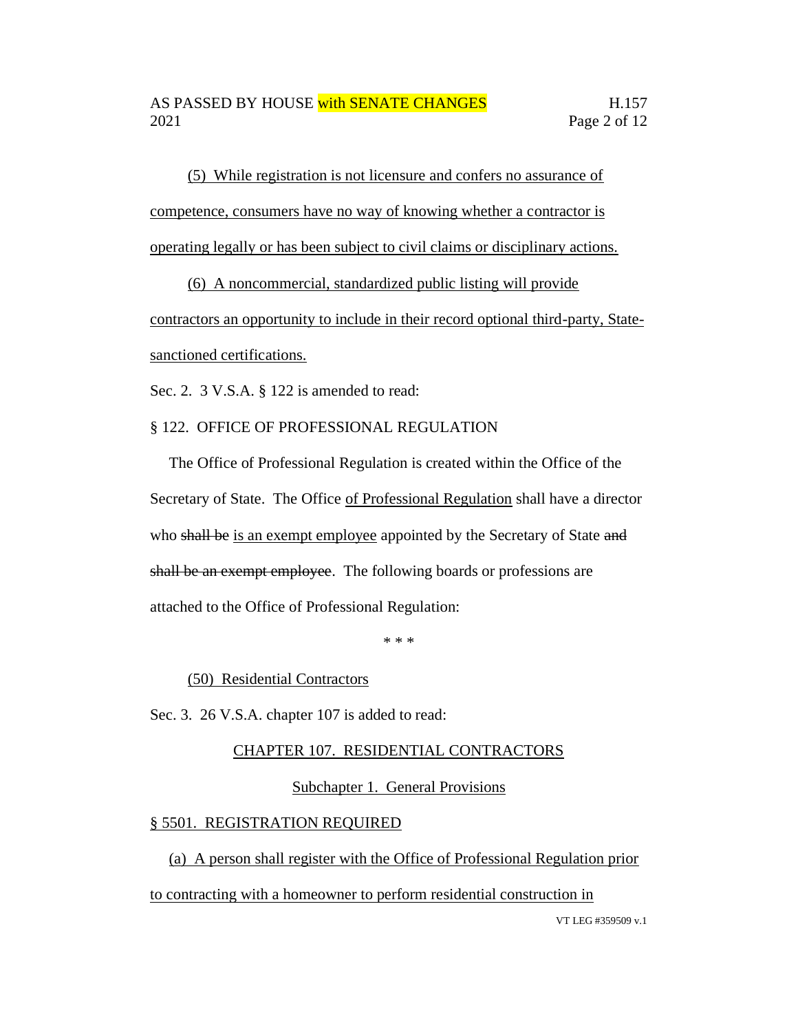(5) While registration is not licensure and confers no assurance of competence, consumers have no way of knowing whether a contractor is operating legally or has been subject to civil claims or disciplinary actions.

(6) A noncommercial, standardized public listing will provide contractors an opportunity to include in their record optional third-party, State-sanctioned certifications.

Sec. 2. 3 V.S.A. § 122 is amended to read:

§ 122. OFFICE OF PROFESSIONAL REGULATION

The Office of Professional Regulation is created within the Office of the Secretary of State. The Office of Professional Regulation shall have a director who ~~shall be~~ is an exempt employee appointed by the Secretary of State ~~and shall be an exempt employee~~. The following boards or professions are attached to the Office of Professional Regulation:

\* \* \*

(50) Residential Contractors

Sec. 3. 26 V.S.A. chapter 107 is added to read:

CHAPTER 107. RESIDENTIAL CONTRACTORS

Subchapter 1. General Provisions

§ 5501. REGISTRATION REQUIRED

(a) A person shall register with the Office of Professional Regulation prior to contracting with a homeowner to perform residential construction in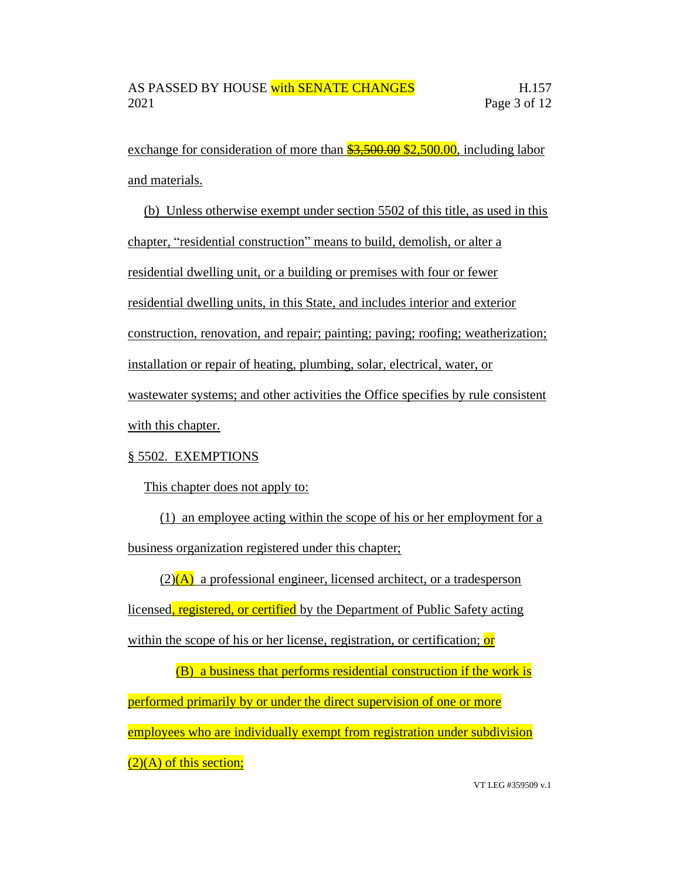exchange for consideration of more than ~~$3,500.00~~ $2,500.00, including labor and materials.

(b) Unless otherwise exempt under section 5502 of this title, as used in this chapter, "residential construction" means to build, demolish, or alter a residential dwelling unit, or a building or premises with four or fewer residential dwelling units, in this State, and includes interior and exterior construction, renovation, and repair; painting; paving; roofing; weatherization; installation or repair of heating, plumbing, solar, electrical, water, or wastewater systems; and other activities the Office specifies by rule consistent with this chapter.

§ 5502. EXEMPTIONS

This chapter does not apply to:

(1) an employee acting within the scope of his or her employment for a business organization registered under this chapter;

(2)(A) a professional engineer, licensed architect, or a tradesperson licensed, registered, or certified by the Department of Public Safety acting within the scope of his or her license, registration, or certification; or

(B) a business that performs residential construction if the work is performed primarily by or under the direct supervision of one or more employees who are individually exempt from registration under subdivision (2)(A) of this section;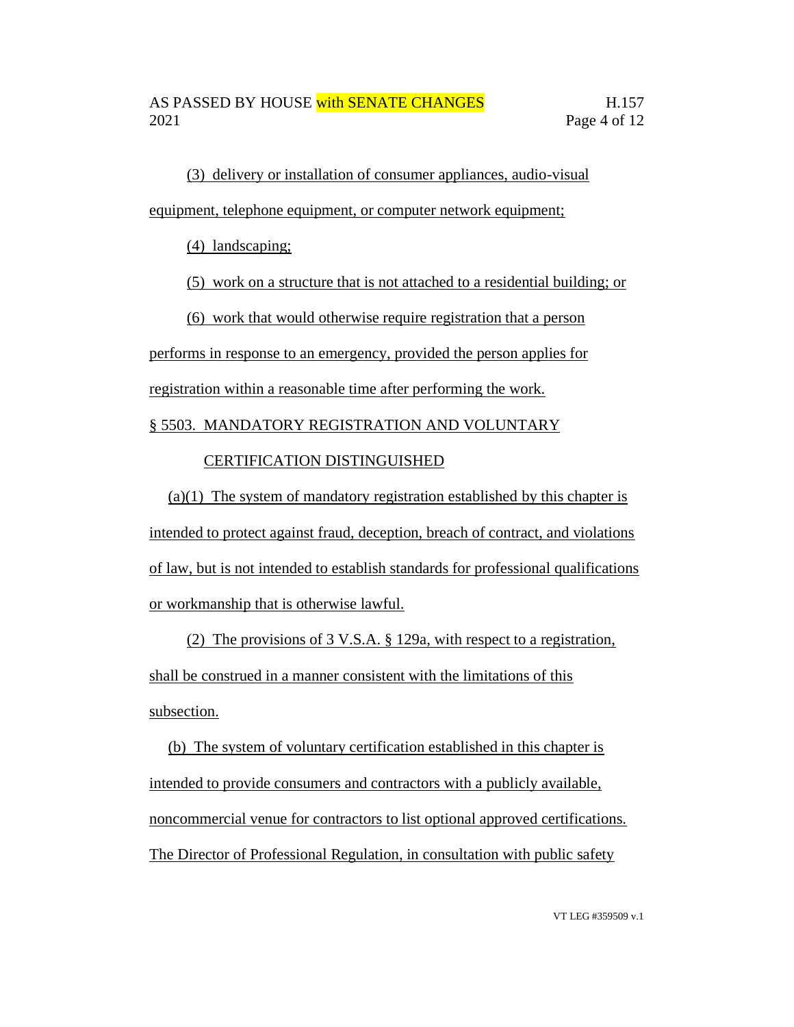(3) delivery or installation of consumer appliances, audio-visual equipment, telephone equipment, or computer network equipment;

(4) landscaping;

(5) work on a structure that is not attached to a residential building; or

(6) work that would otherwise require registration that a person performs in response to an emergency, provided the person applies for registration within a reasonable time after performing the work.

§ 5503. MANDATORY REGISTRATION AND VOLUNTARY CERTIFICATION DISTINGUISHED

(a)(1) The system of mandatory registration established by this chapter is intended to protect against fraud, deception, breach of contract, and violations of law, but is not intended to establish standards for professional qualifications or workmanship that is otherwise lawful.

(2) The provisions of 3 V.S.A. § 129a, with respect to a registration, shall be construed in a manner consistent with the limitations of this subsection.

(b) The system of voluntary certification established in this chapter is intended to provide consumers and contractors with a publicly available, noncommercial venue for contractors to list optional approved certifications. The Director of Professional Regulation, in consultation with public safety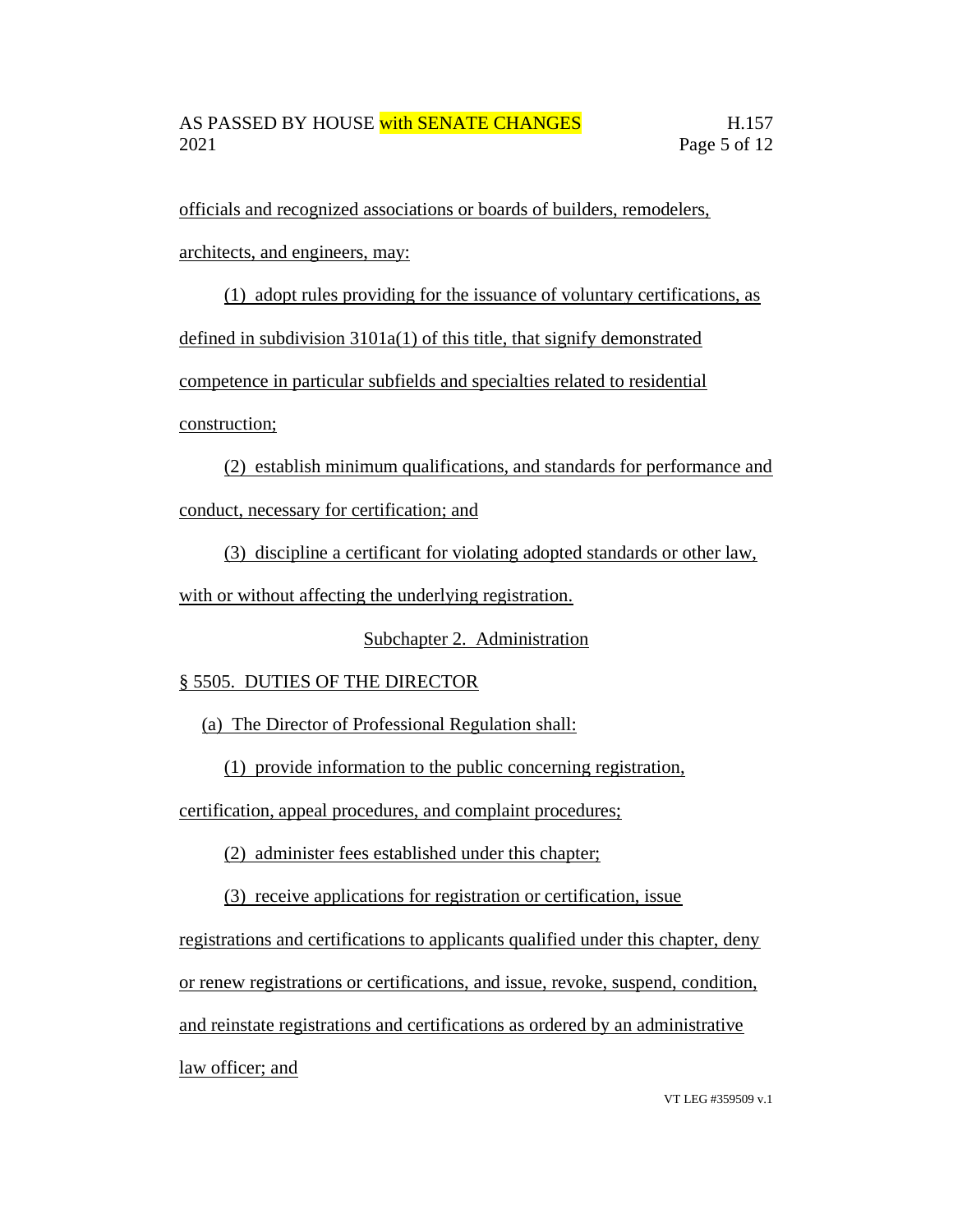officials and recognized associations or boards of builders, remodelers, architects, and engineers, may:

(1) adopt rules providing for the issuance of voluntary certifications, as defined in subdivision 3101a(1) of this title, that signify demonstrated competence in particular subfields and specialties related to residential construction;

(2) establish minimum qualifications, and standards for performance and conduct, necessary for certification; and

(3) discipline a certificant for violating adopted standards or other law, with or without affecting the underlying registration.

## Subchapter 2. Administration

### § 5505. DUTIES OF THE DIRECTOR

(a) The Director of Professional Regulation shall:

(1) provide information to the public concerning registration, certification, appeal procedures, and complaint procedures;

(2) administer fees established under this chapter;

(3) receive applications for registration or certification, issue registrations and certifications to applicants qualified under this chapter, deny or renew registrations or certifications, and issue, revoke, suspend, condition, and reinstate registrations and certifications as ordered by an administrative law officer; and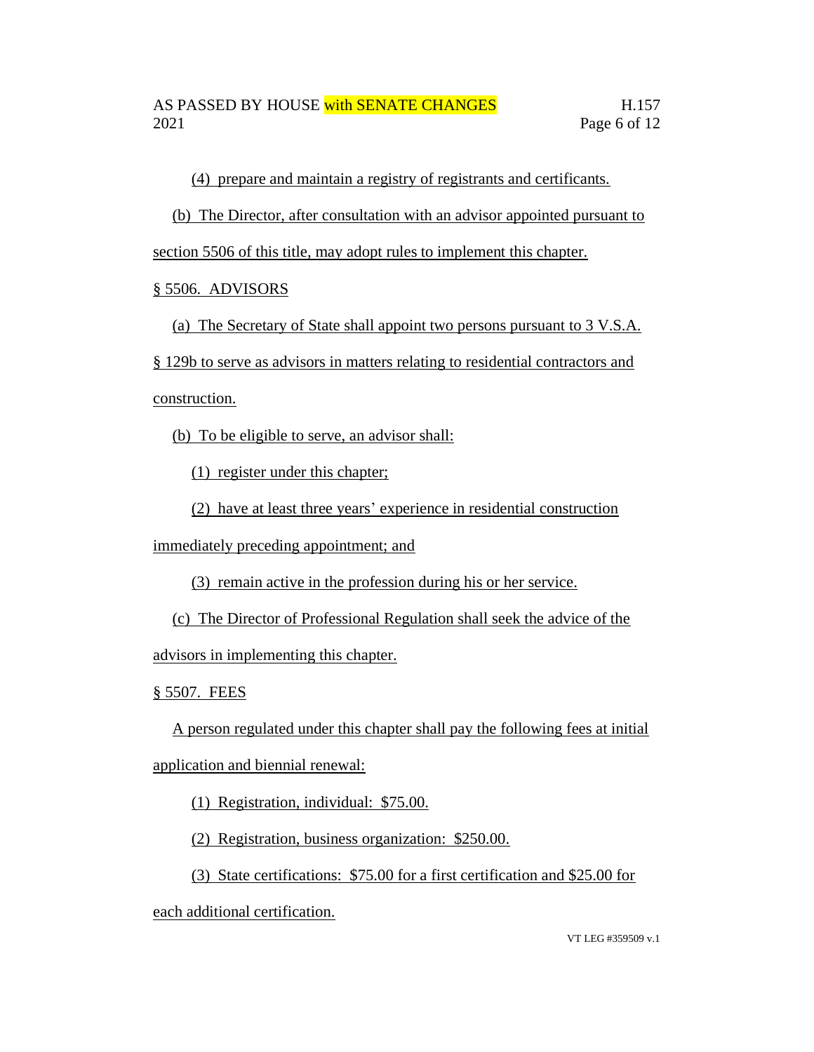(4) prepare and maintain a registry of registrants and certificants.

(b) The Director, after consultation with an advisor appointed pursuant to section 5506 of this title, may adopt rules to implement this chapter.

§ 5506. ADVISORS

(a) The Secretary of State shall appoint two persons pursuant to 3 V.S.A. § 129b to serve as advisors in matters relating to residential contractors and construction.

(b) To be eligible to serve, an advisor shall:

(1) register under this chapter;

(2) have at least three years' experience in residential construction immediately preceding appointment; and

(3) remain active in the profession during his or her service.

(c) The Director of Professional Regulation shall seek the advice of the advisors in implementing this chapter.

§ 5507. FEES

A person regulated under this chapter shall pay the following fees at initial application and biennial renewal:

(1) Registration, individual: $75.00.

(2) Registration, business organization: $250.00.

(3) State certifications: $75.00 for a first certification and $25.00 for each additional certification.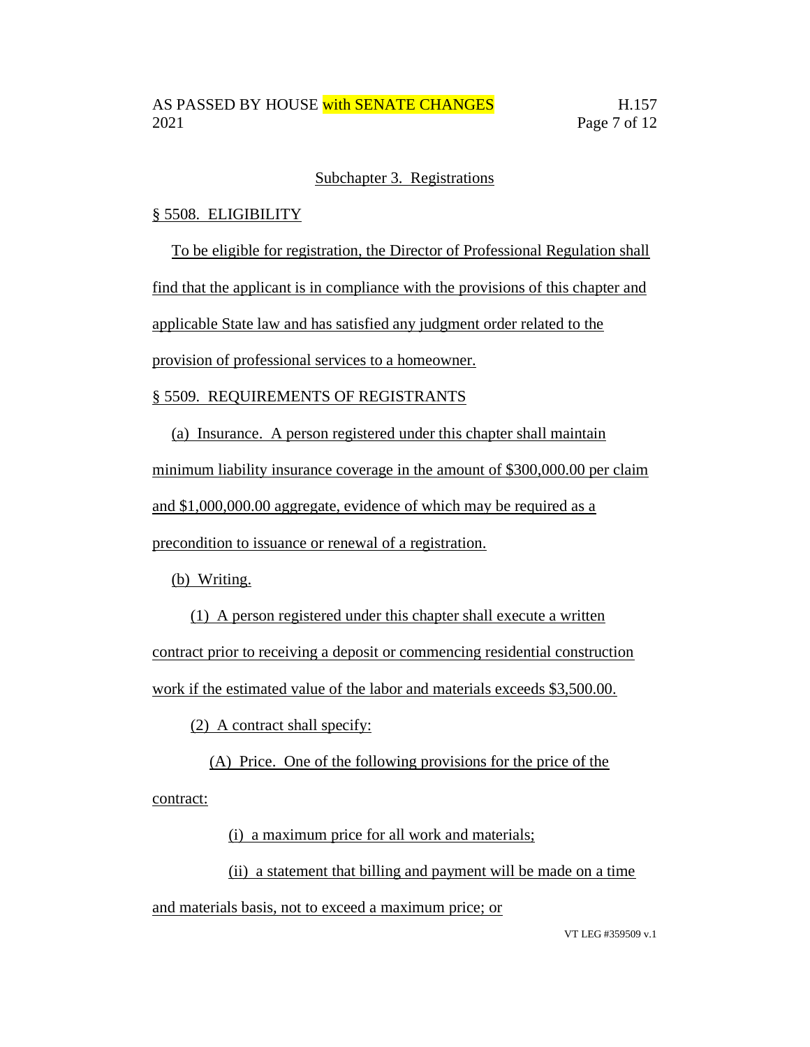## Subchapter 3. Registrations

### § 5508. ELIGIBILITY

To be eligible for registration, the Director of Professional Regulation shall find that the applicant is in compliance with the provisions of this chapter and applicable State law and has satisfied any judgment order related to the provision of professional services to a homeowner.

### § 5509. REQUIREMENTS OF REGISTRANTS

(a) Insurance. A person registered under this chapter shall maintain minimum liability insurance coverage in the amount of $300,000.00 per claim and $1,000,000.00 aggregate, evidence of which may be required as a precondition to issuance or renewal of a registration.

(b) Writing.

(1) A person registered under this chapter shall execute a written contract prior to receiving a deposit or commencing residential construction work if the estimated value of the labor and materials exceeds $3,500.00.

(2) A contract shall specify:

(A) Price. One of the following provisions for the price of the contract:

(i) a maximum price for all work and materials;

(ii) a statement that billing and payment will be made on a time and materials basis, not to exceed a maximum price; or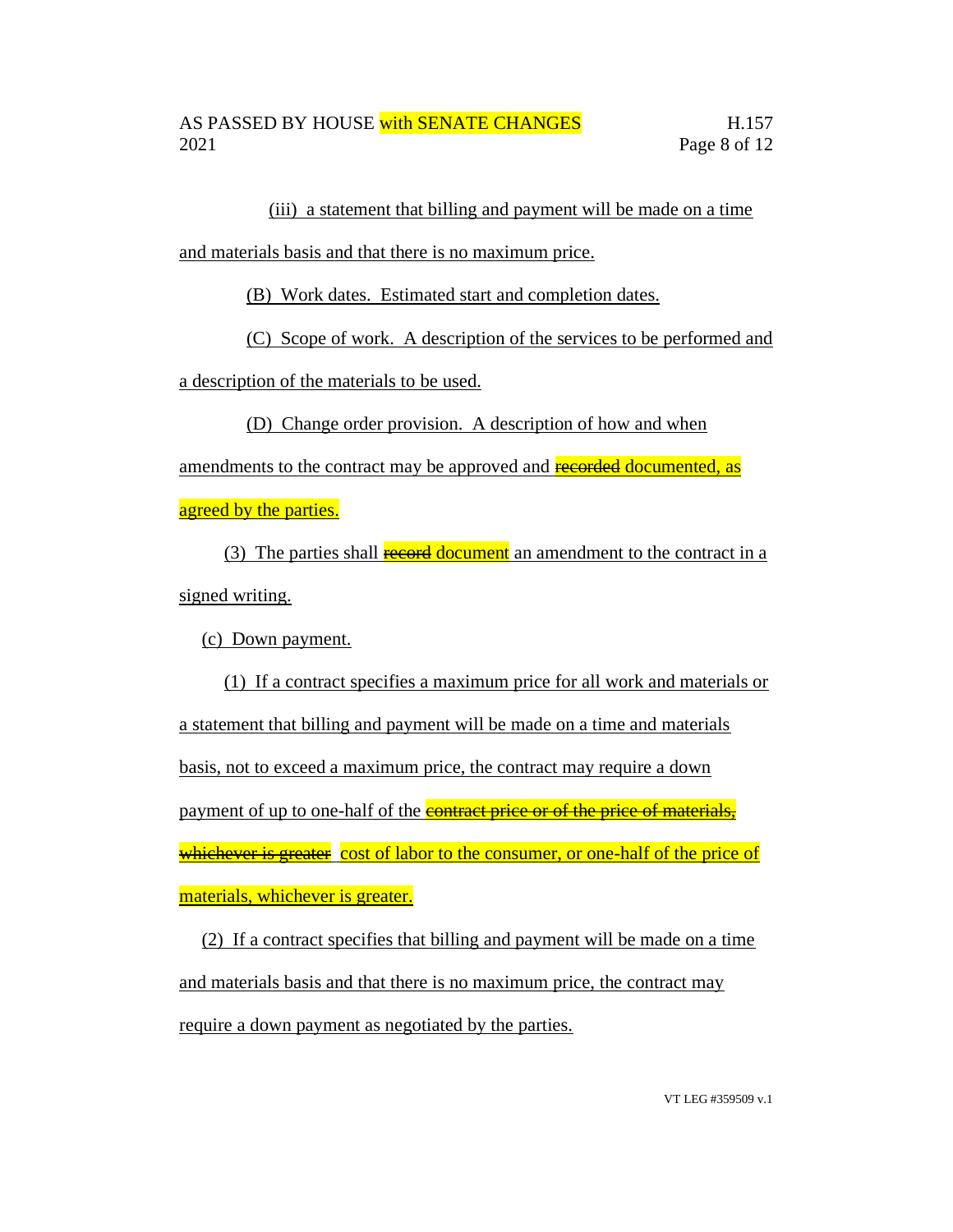(iii) a statement that billing and payment will be made on a time and materials basis and that there is no maximum price.

(B) Work dates. Estimated start and completion dates.

(C) Scope of work. A description of the services to be performed and a description of the materials to be used.

(D) Change order provision. A description of how and when amendments to the contract may be approved and ~~recorded~~ documented, as agreed by the parties.

(3) The parties shall ~~record~~ document an amendment to the contract in a signed writing.

(c) Down payment.

(1) If a contract specifies a maximum price for all work and materials or a statement that billing and payment will be made on a time and materials basis, not to exceed a maximum price, the contract may require a down payment of up to one-half of the ~~contract price or of the price of materials, whichever is greater~~ cost of labor to the consumer, or one-half of the price of materials, whichever is greater.

(2) If a contract specifies that billing and payment will be made on a time and materials basis and that there is no maximum price, the contract may require a down payment as negotiated by the parties.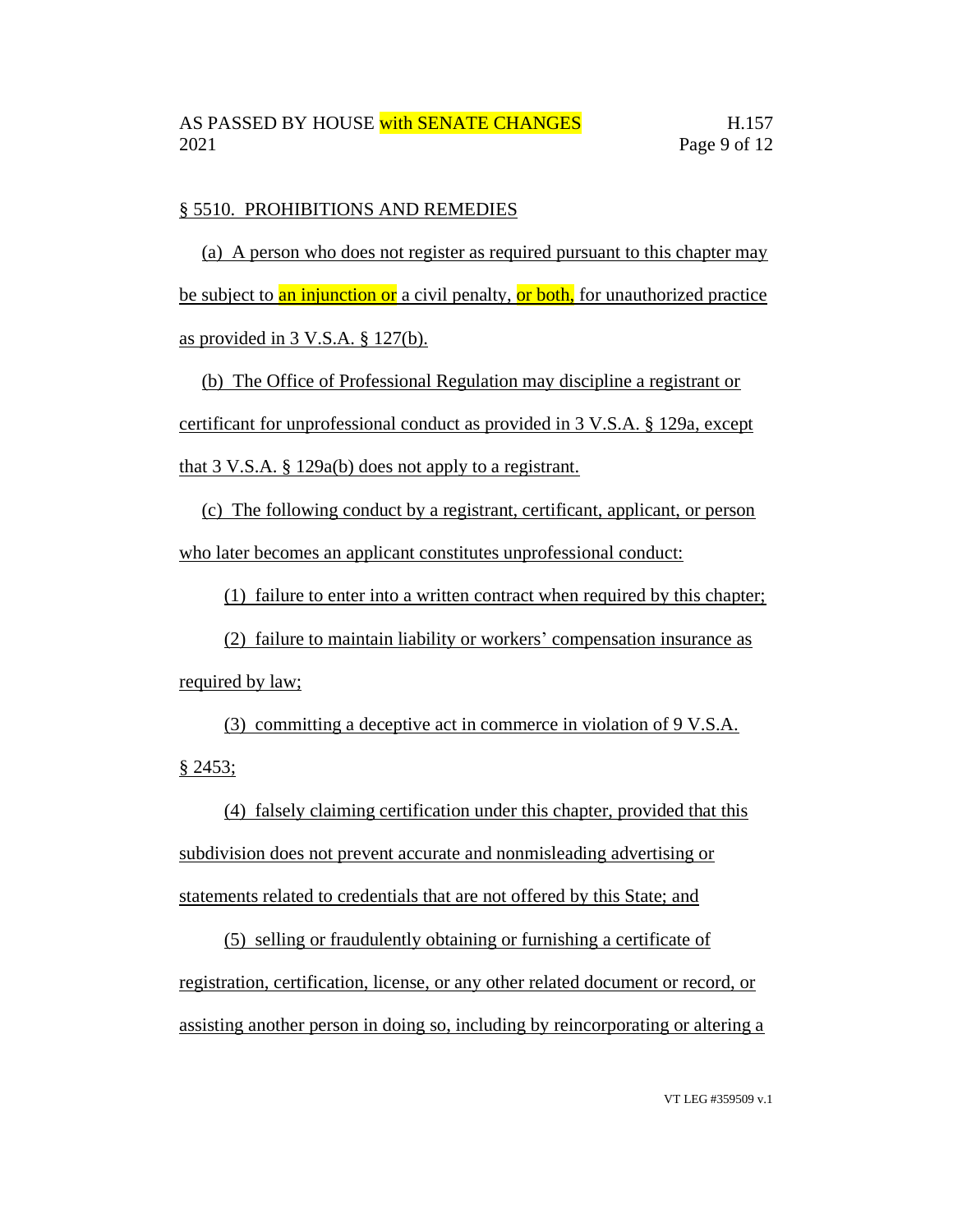§ 5510. PROHIBITIONS AND REMEDIES

(a) A person who does not register as required pursuant to this chapter may be subject to an injunction or a civil penalty, or both, for unauthorized practice as provided in 3 V.S.A. § 127(b).

(b) The Office of Professional Regulation may discipline a registrant or certificant for unprofessional conduct as provided in 3 V.S.A. § 129a, except that 3 V.S.A. § 129a(b) does not apply to a registrant.

(c) The following conduct by a registrant, certificant, applicant, or person who later becomes an applicant constitutes unprofessional conduct:

(1) failure to enter into a written contract when required by this chapter;

(2) failure to maintain liability or workers' compensation insurance as required by law;

(3) committing a deceptive act in commerce in violation of 9 V.S.A. § 2453;

(4) falsely claiming certification under this chapter, provided that this subdivision does not prevent accurate and nonmisleading advertising or statements related to credentials that are not offered by this State; and

(5) selling or fraudulently obtaining or furnishing a certificate of registration, certification, license, or any other related document or record, or assisting another person in doing so, including by reincorporating or altering a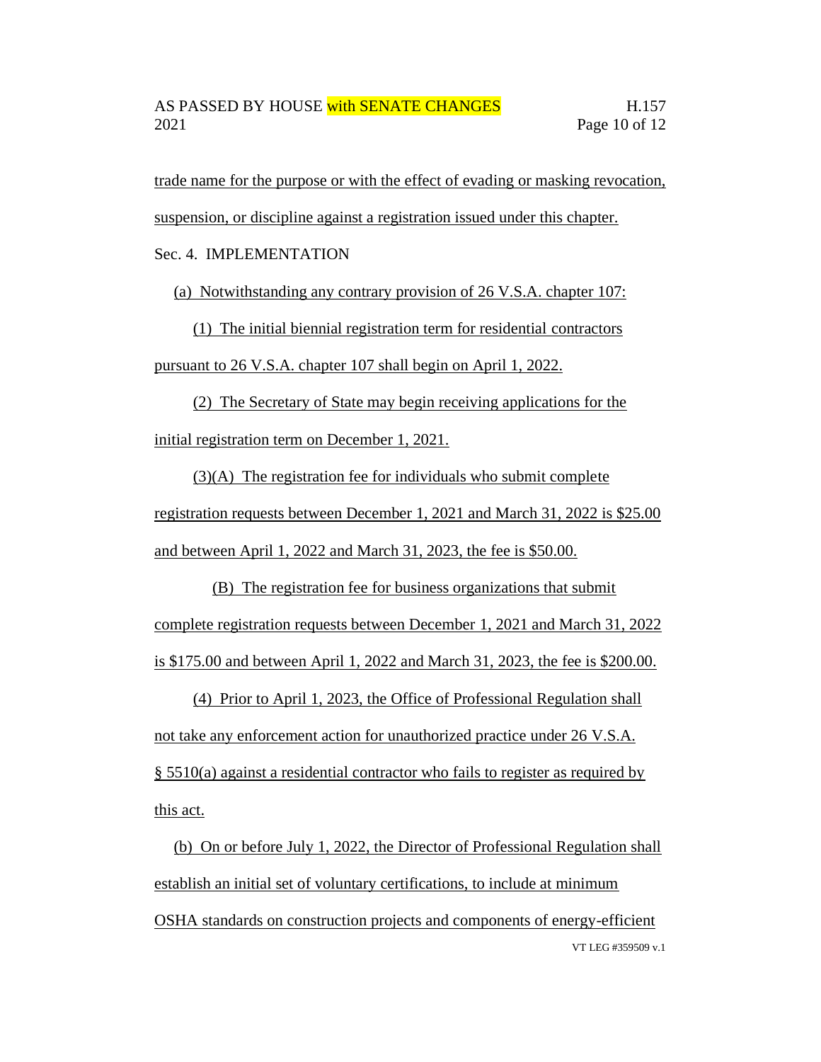trade name for the purpose or with the effect of evading or masking revocation, suspension, or discipline against a registration issued under this chapter.

Sec. 4. IMPLEMENTATION

(a) Notwithstanding any contrary provision of 26 V.S.A. chapter 107:

(1) The initial biennial registration term for residential contractors pursuant to 26 V.S.A. chapter 107 shall begin on April 1, 2022.

(2) The Secretary of State may begin receiving applications for the initial registration term on December 1, 2021.

(3)(A) The registration fee for individuals who submit complete registration requests between December 1, 2021 and March 31, 2022 is $25.00 and between April 1, 2022 and March 31, 2023, the fee is $50.00.

(B) The registration fee for business organizations that submit complete registration requests between December 1, 2021 and March 31, 2022 is $175.00 and between April 1, 2022 and March 31, 2023, the fee is $200.00.

(4) Prior to April 1, 2023, the Office of Professional Regulation shall not take any enforcement action for unauthorized practice under 26 V.S.A. § 5510(a) against a residential contractor who fails to register as required by this act.

(b) On or before July 1, 2022, the Director of Professional Regulation shall establish an initial set of voluntary certifications, to include at minimum OSHA standards on construction projects and components of energy-efficient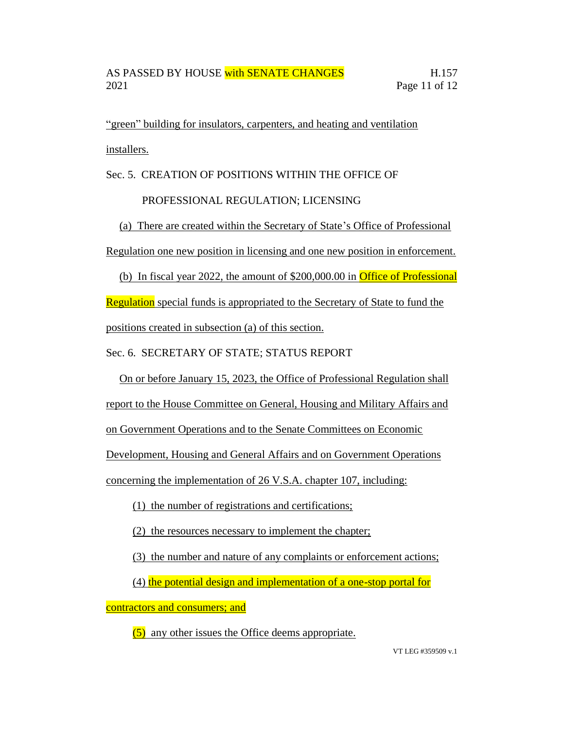"green" building for insulators, carpenters, and heating and ventilation installers.

Sec. 5. CREATION OF POSITIONS WITHIN THE OFFICE OF PROFESSIONAL REGULATION; LICENSING

(a) There are created within the Secretary of State's Office of Professional Regulation one new position in licensing and one new position in enforcement.

(b) In fiscal year 2022, the amount of $200,000.00 in Office of Professional Regulation special funds is appropriated to the Secretary of State to fund the positions created in subsection (a) of this section.

Sec. 6. SECRETARY OF STATE; STATUS REPORT

On or before January 15, 2023, the Office of Professional Regulation shall report to the House Committee on General, Housing and Military Affairs and on Government Operations and to the Senate Committees on Economic Development, Housing and General Affairs and on Government Operations concerning the implementation of 26 V.S.A. chapter 107, including:

(1) the number of registrations and certifications;

(2) the resources necessary to implement the chapter;

(3) the number and nature of any complaints or enforcement actions;

(4) the potential design and implementation of a one-stop portal for contractors and consumers; and

(5) any other issues the Office deems appropriate.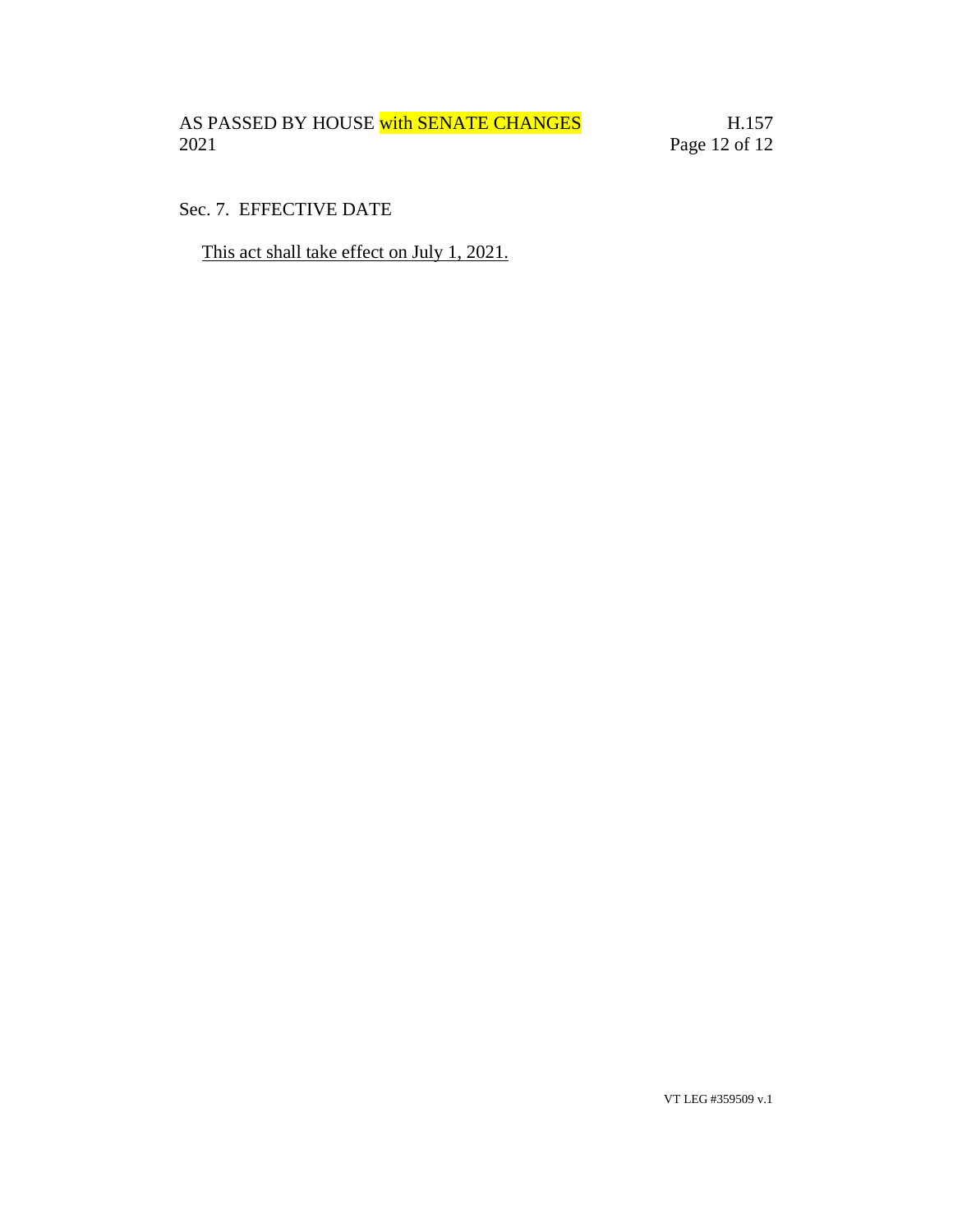Sec. 7. EFFECTIVE DATE

This act shall take effect on July 1, 2021.